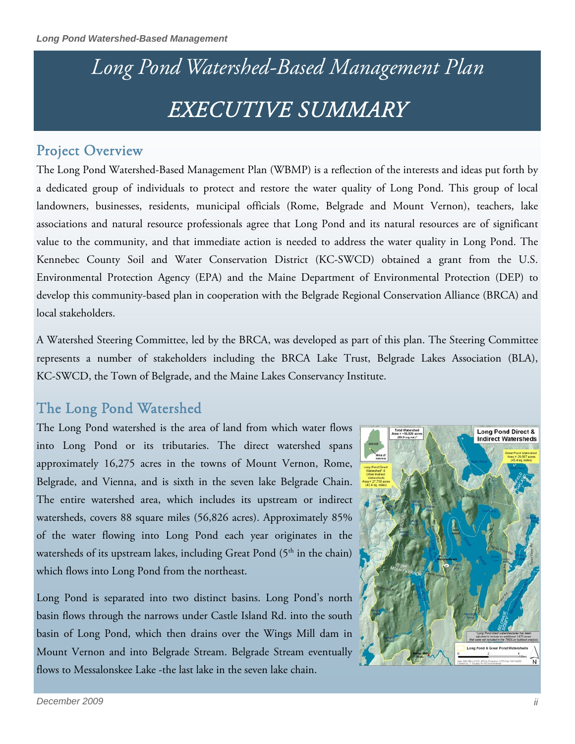# Long Pond Watershed-Based Management Plan

# EXECUTIVE SUMMARY

## Project Overview

The Long Pond Watershed-Based Management Plan (WBMP) is a reflection of the interests and ideas put forth by a dedicated group of individuals to protect and restore the water quality of Long Pond. This group of local landowners, businesses, residents, municipal officials (Rome, Belgrade and Mount Vernon), teachers, lake associations and natural resource professionals agree that Long Pond and its natural resources are of significant value to the community, and that immediate action is needed to address the water quality in Long Pond. The Kennebec County Soil and Water Conservation District (KC-SWCD) obtained a grant from the U.S. Environmental Protection Agency (EPA) and the Maine Department of Environmental Protection (DEP) to develop this community-based plan in cooperation with the Belgrade Regional Conservation Alliance (BRCA) and local stakeholders.

A Watershed Steering Committee, led by the BRCA, was developed as part of this plan. The Steering Committee represents a number of stakeholders including the BRCA Lake Trust, Belgrade Lakes Association (BLA), KC-SWCD, the Town of Belgrade, and the Maine Lakes Conservancy Institute.

## The Long Pond Watershed

The Long Pond watershed is the area of land from which water flows into Long Pond or its tributaries. The direct watershed spans approximately 16,275 acres in the towns of Mount Vernon, Rome, Belgrade, and Vienna, and is sixth in the seven lake Belgrade Chain. The entire watershed area, which includes its upstream or indirect watersheds, covers 88 square miles (56,826 acres). Approximately 85% of the water flowing into Long Pond each year originates in the watersheds of its upstream lakes, including Great Pond (5th in the chain) which flows into Long Pond from the northeast.

Long Pond is separated into two distinct basins. Long Pond's north basin flows through the narrows under Castle Island Rd. into the south basin of Long Pond, which then drains over the Wings Mill dam in Mount Vernon and into Belgrade Stream. Belgrade Stream eventually flows to Messalonskee Lake -the last lake in the seven lake chain.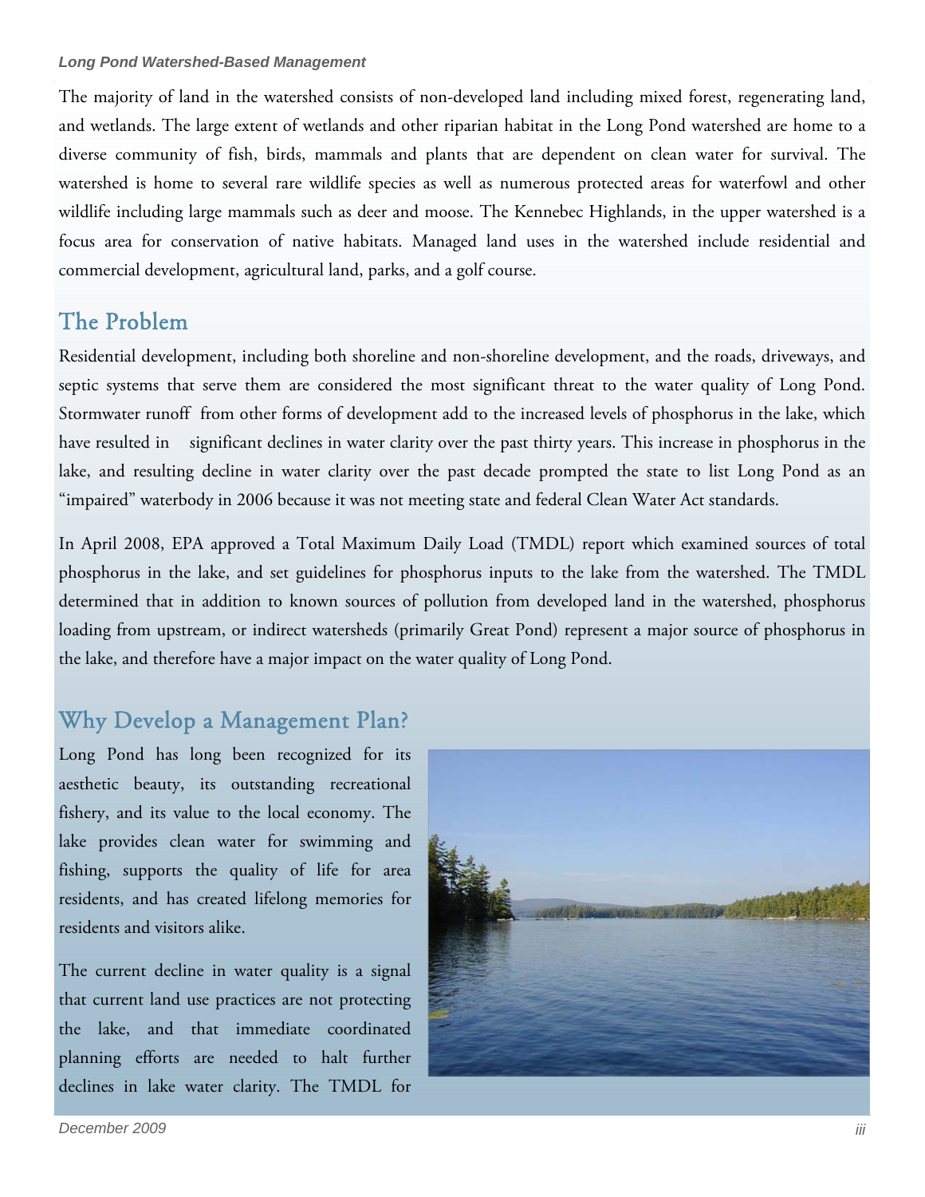The majority of land in the watershed consists of non-developed land including mixed forest, regenerating land, and wetlands. The large extent of wetlands and other riparian habitat in the Long Pond watershed are home to a diverse community of fish, birds, mammals and plants that are dependent on clean water for survival. The watershed is home to several rare wildlife species as well as numerous protected areas for waterfowl and other wildlife including large mammals such as deer and moose. The Kennebec Highlands, in the upper watershed is a focus area for conservation of native habitats. Managed land uses in the watershed include residential and commercial development, agricultural land, parks, and a golf course.

## The Problem

Residential development, including both shoreline and non-shoreline development, and the roads, driveways, and septic systems that serve them are considered the most significant threat to the water quality of Long Pond. Stormwater runoff from other forms of development add to the increased levels of phosphorus in the lake, which have resulted in significant declines in water clarity over the past thirty years. This increase in phosphorus in the lake, and resulting decline in water clarity over the past decade prompted the state to list Long Pond as an "impaired" waterbody in 2006 because it was not meeting state and federal Clean Water Act standards.

In April 2008, EPA approved a Total Maximum Daily Load (TMDL) report which examined sources of total phosphorus in the lake, and set guidelines for phosphorus inputs to the lake from the watershed. The TMDL determined that in addition to known sources of pollution from developed land in the watershed, phosphorus loading from upstream, or indirect watersheds (primarily Great Pond) represent a major source of phosphorus in the lake, and therefore have a major impact on the water quality of Long Pond.

## Why Develop a Management Plan?

Long Pond has long been recognized for its aesthetic beauty, its outstanding recreational fishery, and its value to the local economy. The lake provides clean water for swimming and fishing, supports the quality of life for area residents, and has created lifelong memories for residents and visitors alike.

The current decline in water quality is a signal that current land use practices are not protecting the lake, and that immediate coordinated planning efforts are needed to halt further declines in lake water clarity. The TMDL for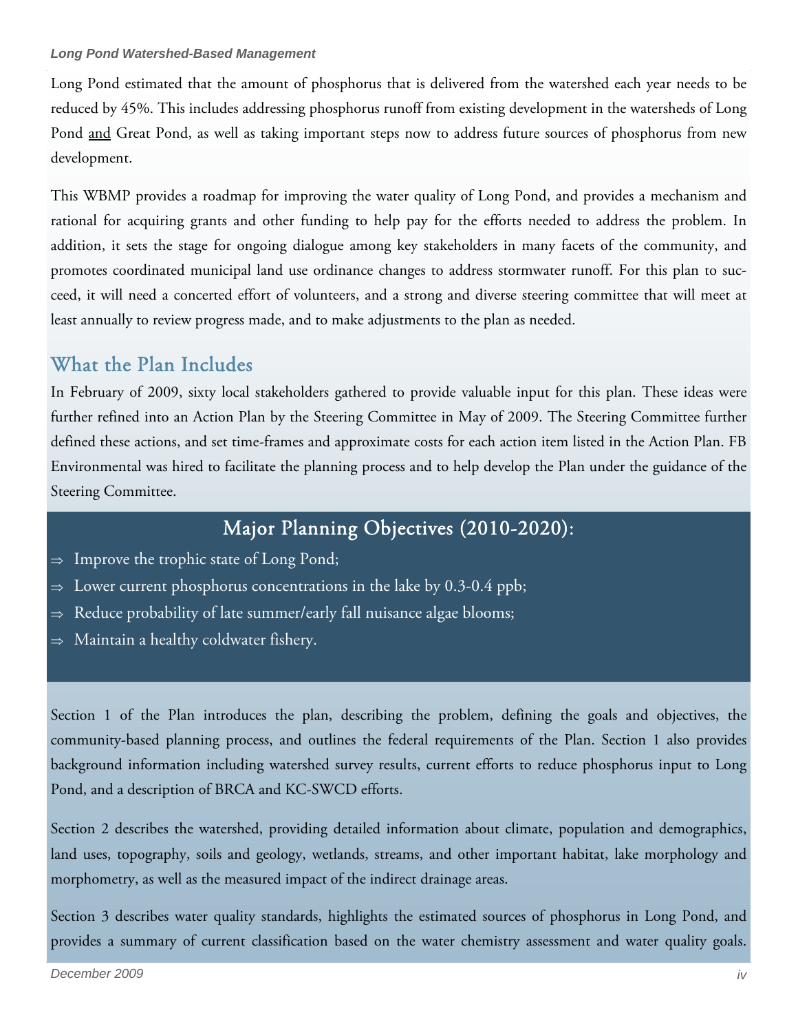Long Pond estimated that the amount of phosphorus that is delivered from the watershed each year needs to be reduced by 45%. This includes addressing phosphorus runoff from existing development in the watersheds of Long Pond <u>and</u> Great Pond, as well as taking important steps now to address future sources of phosphorus from new development.

This WBMP provides a roadmap for improving the water quality of Long Pond, and provides a mechanism and rational for acquiring grants and other funding to help pay for the efforts needed to address the problem. In addition, it sets the stage for ongoing dialogue among key stakeholders in many facets of the community, and promotes coordinated municipal land use ordinance changes to address stormwater runoff. For this plan to succeed, it will need a concerted effort of volunteers, and a strong and diverse steering committee that will meet at least annually to review progress made, and to make adjustments to the plan as needed.

## What the Plan Includes

In February of 2009, sixty local stakeholders gathered to provide valuable input for this plan. These ideas were further refined into an Action Plan by the Steering Committee in May of 2009. The Steering Committee further defined these actions, and set time-frames and approximate costs for each action item listed in the Action Plan. FB Environmental was hired to facilitate the planning process and to help develop the Plan under the guidance of the Steering Committee.

### Major Planning Objectives (2010-2020):

- ⇒ Improve the trophic state of Long Pond;
- ⇒ Lower current phosphorus concentrations in the lake by 0.3-0.4 ppb;
- ⇒ Reduce probability of late summer/early fall nuisance algae blooms;
- ⇒ Maintain a healthy coldwater fishery.

Section 1 of the Plan introduces the plan, describing the problem, defining the goals and objectives, the community-based planning process, and outlines the federal requirements of the Plan. Section 1 also provides background information including watershed survey results, current efforts to reduce phosphorus input to Long Pond, and a description of BRCA and KC-SWCD efforts.

Section 2 describes the watershed, providing detailed information about climate, population and demographics, land uses, topography, soils and geology, wetlands, streams, and other important habitat, lake morphology and morphometry, as well as the measured impact of the indirect drainage areas.

Section 3 describes water quality standards, highlights the estimated sources of phosphorus in Long Pond, and provides a summary of current classification based on the water chemistry assessment and water quality goals.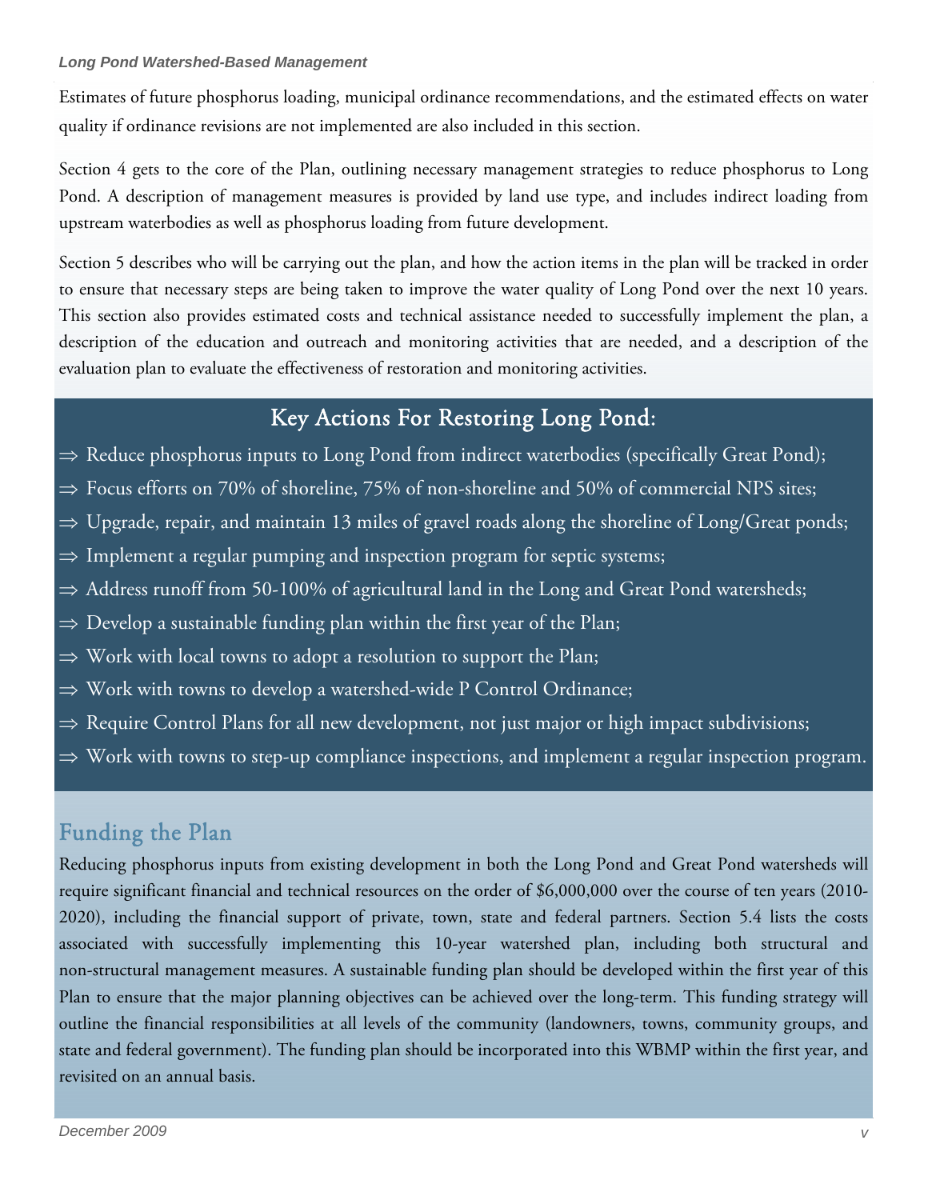Estimates of future phosphorus loading, municipal ordinance recommendations, and the estimated effects on water quality if ordinance revisions are not implemented are also included in this section.

Section 4 gets to the core of the Plan, outlining necessary management strategies to reduce phosphorus to Long Pond. A description of management measures is provided by land use type, and includes indirect loading from upstream waterbodies as well as phosphorus loading from future development.

Section 5 describes who will be carrying out the plan, and how the action items in the plan will be tracked in order to ensure that necessary steps are being taken to improve the water quality of Long Pond over the next 10 years. This section also provides estimated costs and technical assistance needed to successfully implement the plan, a description of the education and outreach and monitoring activities that are needed, and a description of the evaluation plan to evaluate the effectiveness of restoration and monitoring activities.

## Key Actions For Restoring Long Pond:

⇒ Reduce phosphorus inputs to Long Pond from indirect waterbodies (specifically Great Pond);

⇒ Focus efforts on 70% of shoreline, 75% of non-shoreline and 50% of commercial NPS sites;

⇒ Upgrade, repair, and maintain 13 miles of gravel roads along the shoreline of Long/Great ponds;

⇒ Implement a regular pumping and inspection program for septic systems;

⇒ Address runoff from 50-100% of agricultural land in the Long and Great Pond watersheds;

⇒ Develop a sustainable funding plan within the first year of the Plan;

⇒ Work with local towns to adopt a resolution to support the Plan;

⇒ Work with towns to develop a watershed-wide P Control Ordinance;

⇒ Require Control Plans for all new development, not just major or high impact subdivisions;

⇒ Work with towns to step-up compliance inspections, and implement a regular inspection program.

## Funding the Plan

Reducing phosphorus inputs from existing development in both the Long Pond and Great Pond watersheds will require significant financial and technical resources on the order of $6,000,000 over the course of ten years (2010-2020), including the financial support of private, town, state and federal partners. Section 5.4 lists the costs associated with successfully implementing this 10-year watershed plan, including both structural and non-structural management measures. A sustainable funding plan should be developed within the first year of this Plan to ensure that the major planning objectives can be achieved over the long-term. This funding strategy will outline the financial responsibilities at all levels of the community (landowners, towns, community groups, and state and federal government). The funding plan should be incorporated into this WBMP within the first year, and revisited on an annual basis.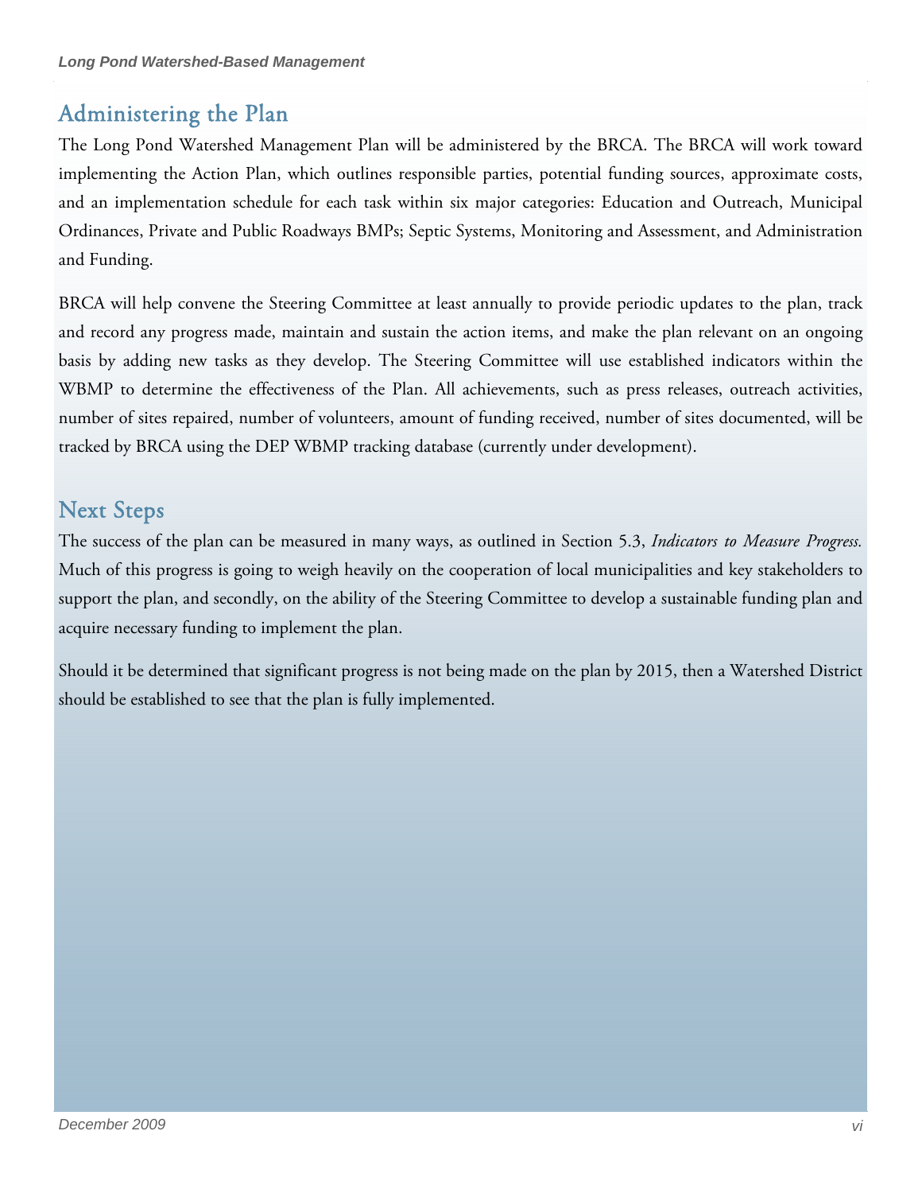## Administering the Plan

The Long Pond Watershed Management Plan will be administered by the BRCA. The BRCA will work toward implementing the Action Plan, which outlines responsible parties, potential funding sources, approximate costs, and an implementation schedule for each task within six major categories: Education and Outreach, Municipal Ordinances, Private and Public Roadways BMPs; Septic Systems, Monitoring and Assessment, and Administration and Funding.

BRCA will help convene the Steering Committee at least annually to provide periodic updates to the plan, track and record any progress made, maintain and sustain the action items, and make the plan relevant on an ongoing basis by adding new tasks as they develop. The Steering Committee will use established indicators within the WBMP to determine the effectiveness of the Plan. All achievements, such as press releases, outreach activities, number of sites repaired, number of volunteers, amount of funding received, number of sites documented, will be tracked by BRCA using the DEP WBMP tracking database (currently under development).

## Next Steps

The success of the plan can be measured in many ways, as outlined in Section 5.3, *Indicators to Measure Progress.* Much of this progress is going to weigh heavily on the cooperation of local municipalities and key stakeholders to support the plan, and secondly, on the ability of the Steering Committee to develop a sustainable funding plan and acquire necessary funding to implement the plan.

Should it be determined that significant progress is not being made on the plan by 2015, then a Watershed District should be established to see that the plan is fully implemented.